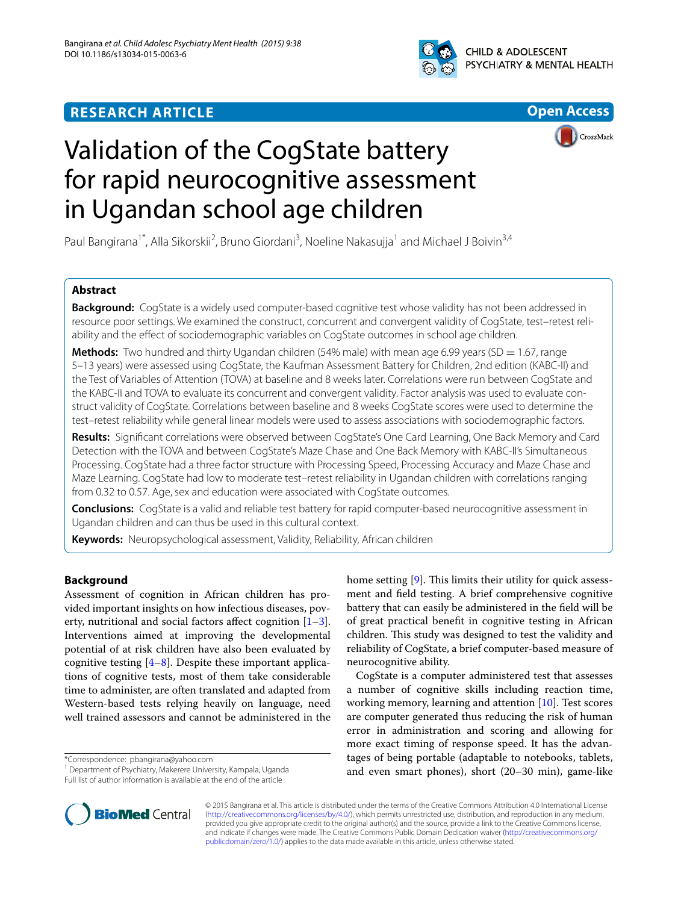**RESEARCH ARTICLE** **Open Access**

# Validation of the CogState battery for rapid neurocognitive assessment in Ugandan school age children

Paul Bangirana[1*], Alla Sikorskii[2], Bruno Giordani[3], Noeline Nakasujja[1] and Michael J Boivin[3,4]

## Abstract

**Background:** CogState is a widely used computer-based cognitive test whose validity has not been addressed in resource poor settings. We examined the construct, concurrent and convergent validity of CogState, test–retest reliability and the effect of sociodemographic variables on CogState outcomes in school age children.

**Methods:** Two hundred and thirty Ugandan children (54% male) with mean age 6.99 years (SD = 1.67, range 5–13 years) were assessed using CogState, the Kaufman Assessment Battery for Children, 2nd edition (KABC-II) and the Test of Variables of Attention (TOVA) at baseline and 8 weeks later. Correlations were run between CogState and the KABC-II and TOVA to evaluate its concurrent and convergent validity. Factor analysis was used to evaluate construct validity of CogState. Correlations between baseline and 8 weeks CogState scores were used to determine the test–retest reliability while general linear models were used to assess associations with sociodemographic factors.

**Results:** Significant correlations were observed between CogState's One Card Learning, One Back Memory and Card Detection with the TOVA and between CogState's Maze Chase and One Back Memory with KABC-II's Simultaneous Processing. CogState had a three factor structure with Processing Speed, Processing Accuracy and Maze Chase and Maze Learning. CogState had low to moderate test–retest reliability in Ugandan children with correlations ranging from 0.32 to 0.57. Age, sex and education were associated with CogState outcomes.

**Conclusions:** CogState is a valid and reliable test battery for rapid computer-based neurocognitive assessment in Ugandan children and can thus be used in this cultural context.

**Keywords:** Neuropsychological assessment, Validity, Reliability, African children

## Background

Assessment of cognition in African children has provided important insights on how infectious diseases, poverty, nutritional and social factors affect cognition [1–3]. Interventions aimed at improving the developmental potential of at risk children have also been evaluated by cognitive testing [4–8]. Despite these important applications of cognitive tests, most of them take considerable time to administer, are often translated and adapted from Western-based tests relying heavily on language, need well trained assessors and cannot be administered in the home setting [9]. This limits their utility for quick assessment and field testing. A brief comprehensive cognitive battery that can easily be administered in the field will be of great practical benefit in cognitive testing in African children. This study was designed to test the validity and reliability of CogState, a brief computer-based measure of neurocognitive ability.

CogState is a computer administered test that assesses a number of cognitive skills including reaction time, working memory, learning and attention [10]. Test scores are computer generated thus reducing the risk of human error in administration and scoring and allowing for more exact timing of response speed. It has the advantages of being portable (adaptable to notebooks, tablets, and even smart phones), short (20–30 min), game-like

*Correspondence: pbangirana@yahoo.com
[1] Department of Psychiatry, Makerere University, Kampala, Uganda
Full list of author information is available at the end of the article

© 2015 Bangirana et al. This article is distributed under the terms of the Creative Commons Attribution 4.0 International License (http://creativecommons.org/licenses/by/4.0/), which permits unrestricted use, distribution, and reproduction in any medium, provided you give appropriate credit to the original author(s) and the source, provide a link to the Creative Commons license, and indicate if changes were made. The Creative Commons Public Domain Dedication waiver (http://creativecommons.org/publicdomain/zero/1.0/) applies to the data made available in this article, unless otherwise stated.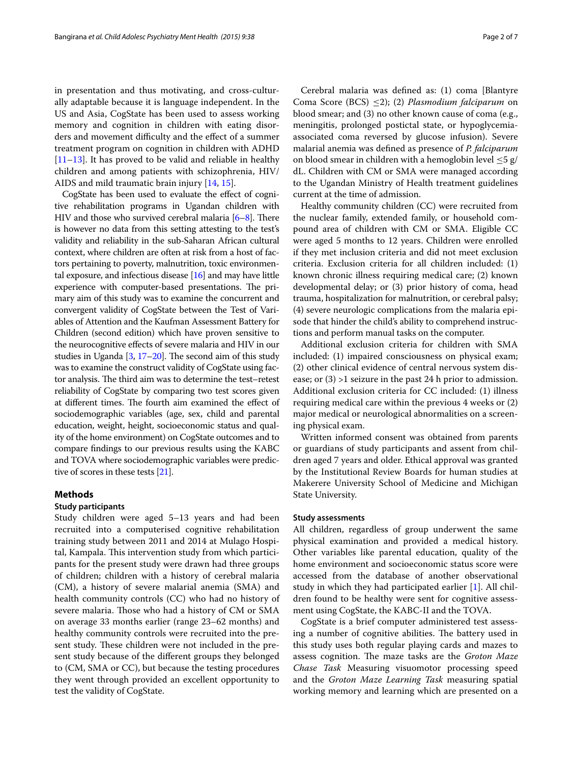in presentation and thus motivating, and cross-culturally adaptable because it is language independent. In the US and Asia, CogState has been used to assess working memory and cognition in children with eating disorders and movement difficulty and the effect of a summer treatment program on cognition in children with ADHD [11–13]. It has proved to be valid and reliable in healthy children and among patients with schizophrenia, HIV/AIDS and mild traumatic brain injury [14, 15].

CogState has been used to evaluate the effect of cognitive rehabilitation programs in Ugandan children with HIV and those who survived cerebral malaria [6–8]. There is however no data from this setting attesting to the test's validity and reliability in the sub-Saharan African cultural context, where children are often at risk from a host of factors pertaining to poverty, malnutrition, toxic environmental exposure, and infectious disease [16] and may have little experience with computer-based presentations. The primary aim of this study was to examine the concurrent and convergent validity of CogState between the Test of Variables of Attention and the Kaufman Assessment Battery for Children (second edition) which have proven sensitive to the neurocognitive effects of severe malaria and HIV in our studies in Uganda [3, 17–20]. The second aim of this study was to examine the construct validity of CogState using factor analysis. The third aim was to determine the test–retest reliability of CogState by comparing two test scores given at different times. The fourth aim examined the effect of sociodemographic variables (age, sex, child and parental education, weight, height, socioeconomic status and quality of the home environment) on CogState outcomes and to compare findings to our previous results using the KABC and TOVA where sociodemographic variables were predictive of scores in these tests [21].

## Methods

### Study participants

Study children were aged 5–13 years and had been recruited into a computerised cognitive rehabilitation training study between 2011 and 2014 at Mulago Hospital, Kampala. This intervention study from which participants for the present study were drawn had three groups of children; children with a history of cerebral malaria (CM), a history of severe malarial anemia (SMA) and health community controls (CC) who had no history of severe malaria. Those who had a history of CM or SMA on average 33 months earlier (range 23–62 months) and healthy community controls were recruited into the present study. These children were not included in the present study because of the different groups they belonged to (CM, SMA or CC), but because the testing procedures they went through provided an excellent opportunity to test the validity of CogState.

Cerebral malaria was defined as: (1) coma [Blantyre Coma Score (BCS) $\leq 2$); (2) *Plasmodium falciparum* on blood smear; and (3) no other known cause of coma (e.g., meningitis, prolonged postictal state, or hypoglycemia-associated coma reversed by glucose infusion). Severe malarial anemia was defined as presence of *P. falciparum* on blood smear in children with a hemoglobin level $\leq 5$ g/dL. Children with CM or SMA were managed according to the Ugandan Ministry of Health treatment guidelines current at the time of admission.

Healthy community children (CC) were recruited from the nuclear family, extended family, or household compound area of children with CM or SMA. Eligible CC were aged 5 months to 12 years. Children were enrolled if they met inclusion criteria and did not meet exclusion criteria. Exclusion criteria for all children included: (1) known chronic illness requiring medical care; (2) known developmental delay; or (3) prior history of coma, head trauma, hospitalization for malnutrition, or cerebral palsy; (4) severe neurologic complications from the malaria episode that hinder the child's ability to comprehend instructions and perform manual tasks on the computer.

Additional exclusion criteria for children with SMA included: (1) impaired consciousness on physical exam; (2) other clinical evidence of central nervous system disease; or (3) >1 seizure in the past 24 h prior to admission. Additional exclusion criteria for CC included: (1) illness requiring medical care within the previous 4 weeks or (2) major medical or neurological abnormalities on a screening physical exam.

Written informed consent was obtained from parents or guardians of study participants and assent from children aged 7 years and older. Ethical approval was granted by the Institutional Review Boards for human studies at Makerere University School of Medicine and Michigan State University.

### Study assessments

All children, regardless of group underwent the same physical examination and provided a medical history. Other variables like parental education, quality of the home environment and socioeconomic status score were accessed from the database of another observational study in which they had participated earlier [1]. All children found to be healthy were sent for cognitive assessment using CogState, the KABC-II and the TOVA.

CogState is a brief computer administered test assessing a number of cognitive abilities. The battery used in this study uses both regular playing cards and mazes to assess cognition. The maze tasks are the *Groton Maze Chase Task* Measuring visuomotor processing speed and the *Groton Maze Learning Task* measuring spatial working memory and learning which are presented on a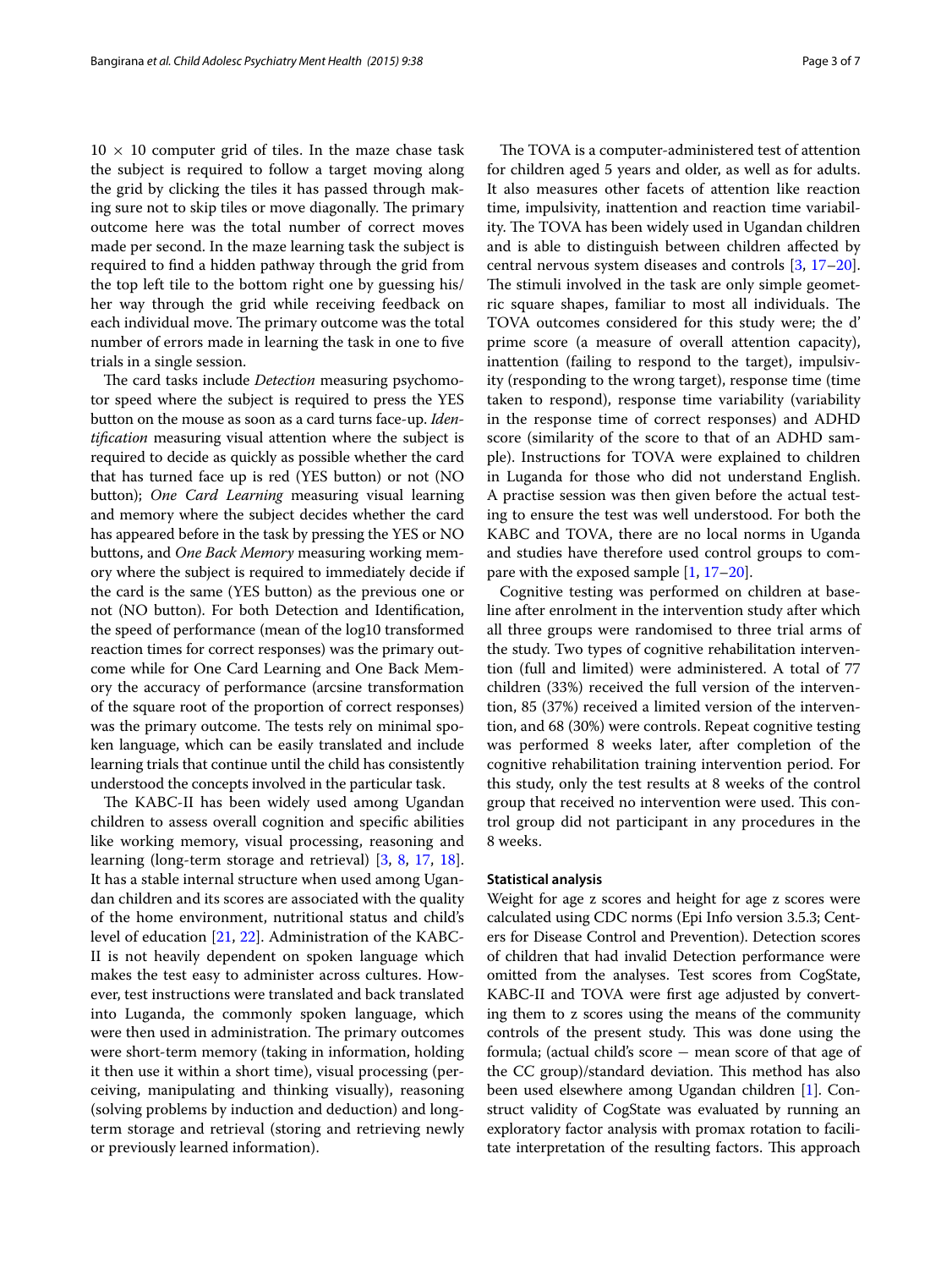$10 \times 10$ computer grid of tiles. In the maze chase task the subject is required to follow a target moving along the grid by clicking the tiles it has passed through making sure not to skip tiles or move diagonally. The primary outcome here was the total number of correct moves made per second. In the maze learning task the subject is required to find a hidden pathway through the grid from the top left tile to the bottom right one by guessing his/her way through the grid while receiving feedback on each individual move. The primary outcome was the total number of errors made in learning the task in one to five trials in a single session.

The card tasks include *Detection* measuring psychomotor speed where the subject is required to press the YES button on the mouse as soon as a card turns face-up. *Identification* measuring visual attention where the subject is required to decide as quickly as possible whether the card that has turned face up is red (YES button) or not (NO button); *One Card Learning* measuring visual learning and memory where the subject decides whether the card has appeared before in the task by pressing the YES or NO buttons, and *One Back Memory* measuring working memory where the subject is required to immediately decide if the card is the same (YES button) as the previous one or not (NO button). For both Detection and Identification, the speed of performance (mean of the log10 transformed reaction times for correct responses) was the primary outcome while for One Card Learning and One Back Memory the accuracy of performance (arcsine transformation of the square root of the proportion of correct responses) was the primary outcome. The tests rely on minimal spoken language, which can be easily translated and include learning trials that continue until the child has consistently understood the concepts involved in the particular task.

The KABC-II has been widely used among Ugandan children to assess overall cognition and specific abilities like working memory, visual processing, reasoning and learning (long-term storage and retrieval) [3, 8, 17, 18]. It has a stable internal structure when used among Ugandan children and its scores are associated with the quality of the home environment, nutritional status and child's level of education [21, 22]. Administration of the KABC-II is not heavily dependent on spoken language which makes the test easy to administer across cultures. However, test instructions were translated and back translated into Luganda, the commonly spoken language, which were then used in administration. The primary outcomes were short-term memory (taking in information, holding it then use it within a short time), visual processing (perceiving, manipulating and thinking visually), reasoning (solving problems by induction and deduction) and long-term storage and retrieval (storing and retrieving newly or previously learned information).

The TOVA is a computer-administered test of attention for children aged 5 years and older, as well as for adults. It also measures other facets of attention like reaction time, impulsivity, inattention and reaction time variability. The TOVA has been widely used in Ugandan children and is able to distinguish between children affected by central nervous system diseases and controls [3, 17–20]. The stimuli involved in the task are only simple geometric square shapes, familiar to most all individuals. The TOVA outcomes considered for this study were; the d' prime score (a measure of overall attention capacity), inattention (failing to respond to the target), impulsivity (responding to the wrong target), response time (time taken to respond), response time variability (variability in the response time of correct responses) and ADHD score (similarity of the score to that of an ADHD sample). Instructions for TOVA were explained to children in Luganda for those who did not understand English. A practise session was then given before the actual testing to ensure the test was well understood. For both the KABC and TOVA, there are no local norms in Uganda and studies have therefore used control groups to compare with the exposed sample [1, 17–20].

Cognitive testing was performed on children at baseline after enrolment in the intervention study after which all three groups were randomised to three trial arms of the study. Two types of cognitive rehabilitation intervention (full and limited) were administered. A total of 77 children (33%) received the full version of the intervention, 85 (37%) received a limited version of the intervention, and 68 (30%) were controls. Repeat cognitive testing was performed 8 weeks later, after completion of the cognitive rehabilitation training intervention period. For this study, only the test results at 8 weeks of the control group that received no intervention were used. This control group did not participant in any procedures in the 8 weeks.

#### Statistical analysis

Weight for age z scores and height for age z scores were calculated using CDC norms (Epi Info version 3.5.3; Centers for Disease Control and Prevention). Detection scores of children that had invalid Detection performance were omitted from the analyses. Test scores from CogState, KABC-II and TOVA were first age adjusted by converting them to z scores using the means of the community controls of the present study. This was done using the formula; (actual child's score − mean score of that age of the CC group)/standard deviation. This method has also been used elsewhere among Ugandan children [1]. Construct validity of CogState was evaluated by running an exploratory factor analysis with promax rotation to facilitate interpretation of the resulting factors. This approach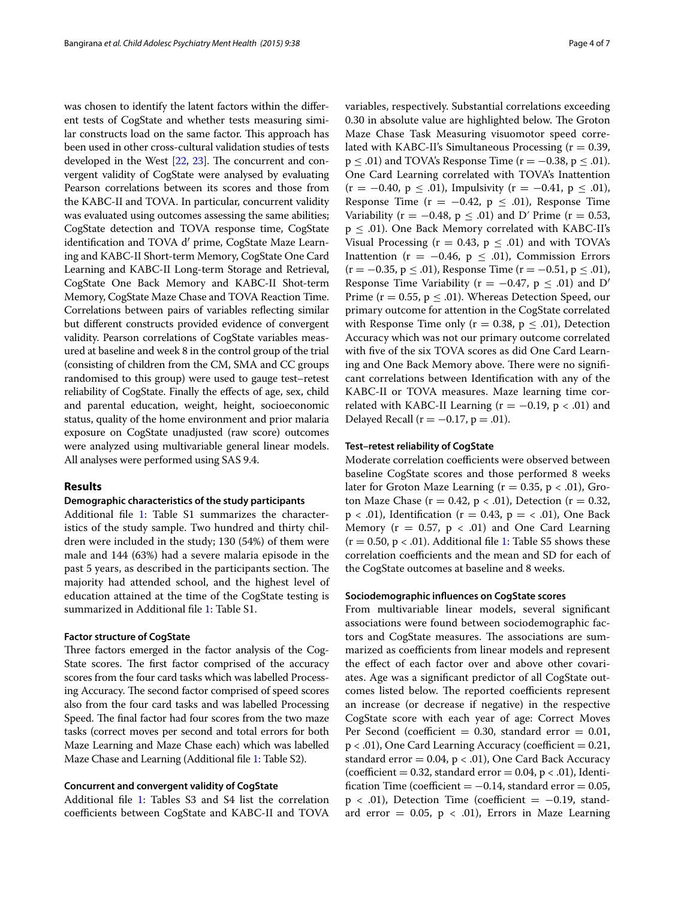was chosen to identify the latent factors within the different tests of CogState and whether tests measuring similar constructs load on the same factor. This approach has been used in other cross-cultural validation studies of tests developed in the West [22, 23]. The concurrent and convergent validity of CogState were analysed by evaluating Pearson correlations between its scores and those from the KABC-II and TOVA. In particular, concurrent validity was evaluated using outcomes assessing the same abilities; CogState detection and TOVA response time, CogState identification and TOVA d′ prime, CogState Maze Learning and KABC-II Short-term Memory, CogState One Card Learning and KABC-II Long-term Storage and Retrieval, CogState One Back Memory and KABC-II Shot-term Memory, CogState Maze Chase and TOVA Reaction Time. Correlations between pairs of variables reflecting similar but different constructs provided evidence of convergent validity. Pearson correlations of CogState variables measured at baseline and week 8 in the control group of the trial (consisting of children from the CM, SMA and CC groups randomised to this group) were used to gauge test–retest reliability of CogState. Finally the effects of age, sex, child and parental education, weight, height, socioeconomic status, quality of the home environment and prior malaria exposure on CogState unadjusted (raw score) outcomes were analyzed using multivariable general linear models. All analyses were performed using SAS 9.4.

## Results

### Demographic characteristics of the study participants

Additional file 1: Table S1 summarizes the characteristics of the study sample. Two hundred and thirty children were included in the study; 130 (54%) of them were male and 144 (63%) had a severe malaria episode in the past 5 years, as described in the participants section. The majority had attended school, and the highest level of education attained at the time of the CogState testing is summarized in Additional file 1: Table S1.

### Factor structure of CogState

Three factors emerged in the factor analysis of the CogState scores. The first factor comprised of the accuracy scores from the four card tasks which was labelled Processing Accuracy. The second factor comprised of speed scores also from the four card tasks and was labelled Processing Speed. The final factor had four scores from the two maze tasks (correct moves per second and total errors for both Maze Learning and Maze Chase each) which was labelled Maze Chase and Learning (Additional file 1: Table S2).

### Concurrent and convergent validity of CogState

Additional file 1: Tables S3 and S4 list the correlation coefficients between CogState and KABC-II and TOVA variables, respectively. Substantial correlations exceeding 0.30 in absolute value are highlighted below. The Groton Maze Chase Task Measuring visuomotor speed correlated with KABC-II's Simultaneous Processing ($r = 0.39$, $p \leq .01$) and TOVA's Response Time ($r = -0.38$, $p \leq .01$). One Card Learning correlated with TOVA's Inattention ($r = -0.40$, $p \leq .01$), Impulsivity ($r = -0.41$, $p \leq .01$), Response Time ($r = -0.42$, $p \leq .01$), Response Time Variability ($r = -0.48$, $p \leq .01$) and D′ Prime ($r = 0.53$, $p \leq .01$). One Back Memory correlated with KABC-II's Visual Processing ($r = 0.43$, $p \leq .01$) and with TOVA's Inattention ($r = -0.46$, $p \leq .01$), Commission Errors ($r = -0.35$, $p \leq .01$), Response Time ($r = -0.51$, $p \leq .01$), Response Time Variability ($r = -0.47$, $p \leq .01$) and D′ Prime ($r = 0.55$, $p \leq .01$). Whereas Detection Speed, our primary outcome for attention in the CogState correlated with Response Time only ($r = 0.38$, $p \leq .01$), Detection Accuracy which was not our primary outcome correlated with five of the six TOVA scores as did One Card Learning and One Back Memory above. There were no significant correlations between Identification with any of the KABC-II or TOVA measures. Maze learning time correlated with KABC-II Learning ($r = -0.19$, $p < .01$) and Delayed Recall ($r = -0.17$, $p = .01$).

### Test–retest reliability of CogState

Moderate correlation coefficients were observed between baseline CogState scores and those performed 8 weeks later for Groton Maze Learning ($r = 0.35$, $p < .01$), Groton Maze Chase ($r = 0.42$, $p < .01$), Detection ($r = 0.32$, $p < .01$), Identification ($r = 0.43$, $p = < .01$), One Back Memory ($r = 0.57$, $p < .01$) and One Card Learning ($r = 0.50$, $p < .01$). Additional file 1: Table S5 shows these correlation coefficients and the mean and SD for each of the CogState outcomes at baseline and 8 weeks.

### Sociodemographic influences on CogState scores

From multivariable linear models, several significant associations were found between sociodemographic factors and CogState measures. The associations are summarized as coefficients from linear models and represent the effect of each factor over and above other covariates. Age was a significant predictor of all CogState outcomes listed below. The reported coefficients represent an increase (or decrease if negative) in the respective CogState score with each year of age: Correct Moves Per Second (coefficient = 0.30, standard error = 0.01, $p < .01$), One Card Learning Accuracy (coefficient = 0.21, standard error = 0.04, $p < .01$), One Card Back Accuracy (coefficient = 0.32, standard error = 0.04, $p < .01$), Identification Time (coefficient = −0.14, standard error = 0.05, $p < .01$), Detection Time (coefficient = −0.19, standard error = 0.05, $p < .01$), Errors in Maze Learning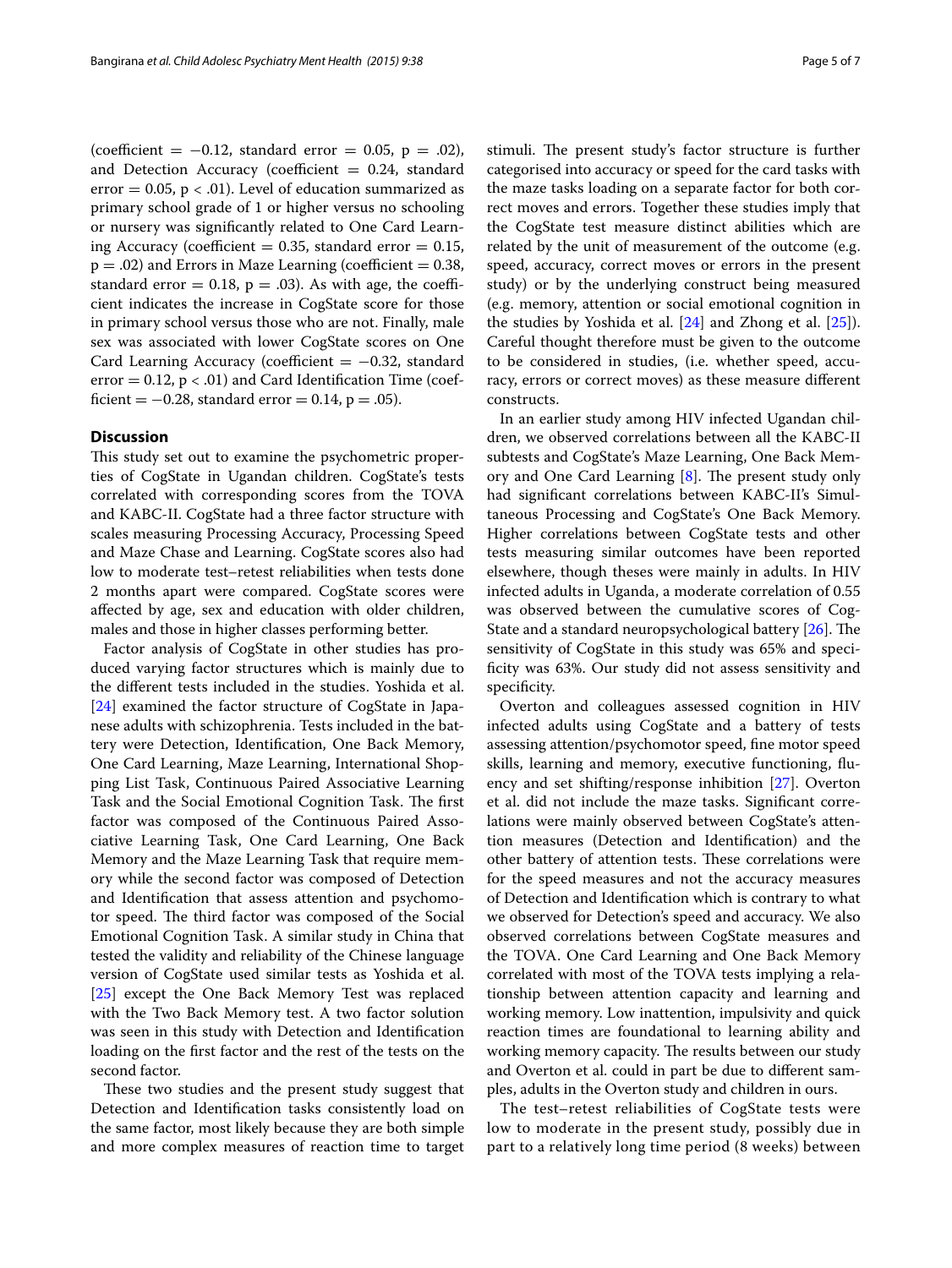(coefficient = −0.12, standard error = 0.05, $p = .02$), and Detection Accuracy (coefficient = 0.24, standard error = 0.05, $p < .01$). Level of education summarized as primary school grade of 1 or higher versus no schooling or nursery was significantly related to One Card Learning Accuracy (coefficient = 0.35, standard error = 0.15, $p = .02$) and Errors in Maze Learning (coefficient = 0.38, standard error = 0.18, $p = .03$). As with age, the coefficient indicates the increase in CogState score for those in primary school versus those who are not. Finally, male sex was associated with lower CogState scores on One Card Learning Accuracy (coefficient = −0.32, standard error = 0.12, $p < .01$) and Card Identification Time (coefficient = −0.28, standard error = 0.14, $p = .05$).

## Discussion

This study set out to examine the psychometric properties of CogState in Ugandan children. CogState's tests correlated with corresponding scores from the TOVA and KABC-II. CogState had a three factor structure with scales measuring Processing Accuracy, Processing Speed and Maze Chase and Learning. CogState scores also had low to moderate test–retest reliabilities when tests done 2 months apart were compared. CogState scores were affected by age, sex and education with older children, males and those in higher classes performing better.

Factor analysis of CogState in other studies has produced varying factor structures which is mainly due to the different tests included in the studies. Yoshida et al. [24] examined the factor structure of CogState in Japanese adults with schizophrenia. Tests included in the battery were Detection, Identification, One Back Memory, One Card Learning, Maze Learning, International Shopping List Task, Continuous Paired Associative Learning Task and the Social Emotional Cognition Task. The first factor was composed of the Continuous Paired Associative Learning Task, One Card Learning, One Back Memory and the Maze Learning Task that require memory while the second factor was composed of Detection and Identification that assess attention and psychomotor speed. The third factor was composed of the Social Emotional Cognition Task. A similar study in China that tested the validity and reliability of the Chinese language version of CogState used similar tests as Yoshida et al. [25] except the One Back Memory Test was replaced with the Two Back Memory test. A two factor solution was seen in this study with Detection and Identification loading on the first factor and the rest of the tests on the second factor.

These two studies and the present study suggest that Detection and Identification tasks consistently load on the same factor, most likely because they are both simple and more complex measures of reaction time to target stimuli. The present study's factor structure is further categorised into accuracy or speed for the card tasks with the maze tasks loading on a separate factor for both correct moves and errors. Together these studies imply that the CogState test measure distinct abilities which are related by the unit of measurement of the outcome (e.g. speed, accuracy, correct moves or errors in the present study) or by the underlying construct being measured (e.g. memory, attention or social emotional cognition in the studies by Yoshida et al. [24] and Zhong et al. [25]). Careful thought therefore must be given to the outcome to be considered in studies, (i.e. whether speed, accuracy, errors or correct moves) as these measure different constructs.

In an earlier study among HIV infected Ugandan children, we observed correlations between all the KABC-II subtests and CogState's Maze Learning, One Back Memory and One Card Learning [8]. The present study only had significant correlations between KABC-II's Simultaneous Processing and CogState's One Back Memory. Higher correlations between CogState tests and other tests measuring similar outcomes have been reported elsewhere, though theses were mainly in adults. In HIV infected adults in Uganda, a moderate correlation of 0.55 was observed between the cumulative scores of CogState and a standard neuropsychological battery [26]. The sensitivity of CogState in this study was 65% and specificity was 63%. Our study did not assess sensitivity and specificity.

Overton and colleagues assessed cognition in HIV infected adults using CogState and a battery of tests assessing attention/psychomotor speed, fine motor speed skills, learning and memory, executive functioning, fluency and set shifting/response inhibition [27]. Overton et al. did not include the maze tasks. Significant correlations were mainly observed between CogState's attention measures (Detection and Identification) and the other battery of attention tests. These correlations were for the speed measures and not the accuracy measures of Detection and Identification which is contrary to what we observed for Detection's speed and accuracy. We also observed correlations between CogState measures and the TOVA. One Card Learning and One Back Memory correlated with most of the TOVA tests implying a relationship between attention capacity and learning and working memory. Low inattention, impulsivity and quick reaction times are foundational to learning ability and working memory capacity. The results between our study and Overton et al. could in part be due to different samples, adults in the Overton study and children in ours.

The test–retest reliabilities of CogState tests were low to moderate in the present study, possibly due in part to a relatively long time period (8 weeks) between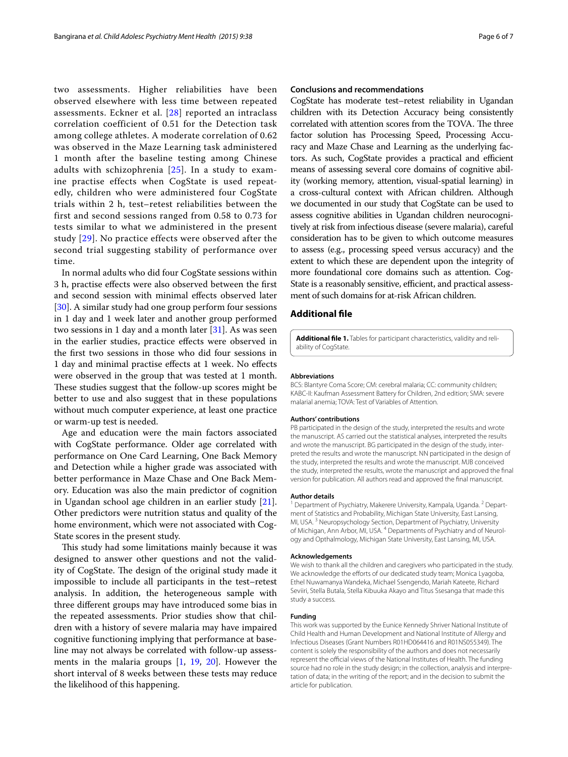two assessments. Higher reliabilities have been observed elsewhere with less time between repeated assessments. Eckner et al. [28] reported an intraclass correlation coefficient of 0.51 for the Detection task among college athletes. A moderate correlation of 0.62 was observed in the Maze Learning task administered 1 month after the baseline testing among Chinese adults with schizophrenia [25]. In a study to examine practise effects when CogState is used repeatedly, children who were administered four CogState trials within 2 h, test–retest reliabilities between the first and second sessions ranged from 0.58 to 0.73 for tests similar to what we administered in the present study [29]. No practice effects were observed after the second trial suggesting stability of performance over time.

In normal adults who did four CogState sessions within 3 h, practise effects were also observed between the first and second session with minimal effects observed later [30]. A similar study had one group perform four sessions in 1 day and 1 week later and another group performed two sessions in 1 day and a month later [31]. As was seen in the earlier studies, practice effects were observed in the first two sessions in those who did four sessions in 1 day and minimal practise effects at 1 week. No effects were observed in the group that was tested at 1 month. These studies suggest that the follow-up scores might be better to use and also suggest that in these populations without much computer experience, at least one practice or warm-up test is needed.

Age and education were the main factors associated with CogState performance. Older age correlated with performance on One Card Learning, One Back Memory and Detection while a higher grade was associated with better performance in Maze Chase and One Back Memory. Education was also the main predictor of cognition in Ugandan school age children in an earlier study [21]. Other predictors were nutrition status and quality of the home environment, which were not associated with CogState scores in the present study.

This study had some limitations mainly because it was designed to answer other questions and not the validity of CogState. The design of the original study made it impossible to include all participants in the test–retest analysis. In addition, the heterogeneous sample with three different groups may have introduced some bias in the repeated assessments. Prior studies show that children with a history of severe malaria may have impaired cognitive functioning implying that performance at baseline may not always be correlated with follow-up assessments in the malaria groups [1, 19, 20]. However the short interval of 8 weeks between these tests may reduce the likelihood of this happening.

## Conclusions and recommendations

CogState has moderate test–retest reliability in Ugandan children with its Detection Accuracy being consistently correlated with attention scores from the TOVA. The three factor solution has Processing Speed, Processing Accuracy and Maze Chase and Learning as the underlying factors. As such, CogState provides a practical and efficient means of assessing several core domains of cognitive ability (working memory, attention, visual-spatial learning) in a cross-cultural context with African children. Although we documented in our study that CogState can be used to assess cognitive abilities in Ugandan children neurocognitively at risk from infectious disease (severe malaria), careful consideration has to be given to which outcome measures to assess (e.g., processing speed versus accuracy) and the extent to which these are dependent upon the integrity of more foundational core domains such as attention. CogState is a reasonably sensitive, efficient, and practical assessment of such domains for at-risk African children.

## Additional file

**Additional file 1.** Tables for participant characteristics, validity and reliability of CogState.

### Abbreviations

BCS: Blantyre Coma Score; CM: cerebral malaria; CC: community children; KABC-II: Kaufman Assessment Battery for Children, 2nd edition; SMA: severe malarial anemia; TOVA: Test of Variables of Attention.

### Authors' contributions

PB participated in the design of the study, interpreted the results and wrote the manuscript. AS carried out the statistical analyses, interpreted the results and wrote the manuscript. BG participated in the design of the study, interpreted the results and wrote the manuscript. NN participated in the design of the study, interpreted the results and wrote the manuscript. MJB conceived the study, interpreted the results, wrote the manuscript and approved the final version for publication. All authors read and approved the final manuscript.

### Author details

[1] Department of Psychiatry, Makerere University, Kampala, Uganda. [2] Department of Statistics and Probability, Michigan State University, East Lansing, MI, USA. [3] Neuropsychology Section, Department of Psychiatry, University of Michigan, Ann Arbor, MI, USA. [4] Departments of Psychiatry and of Neurology and Opthalmology, Michigan State University, East Lansing, MI, USA.

### Acknowledgements

We wish to thank all the children and caregivers who participated in the study. We acknowledge the efforts of our dedicated study team; Monica Lyagoba, Ethel Nuwamanya Wandeka, Michael Ssengendo, Mariah Kateete, Richard Seviiri, Stella Butala, Stella Kibuuka Akayo and Titus Ssesanga that made this study a success.

### Funding

This work was supported by the Eunice Kennedy Shriver National Institute of Child Health and Human Development and National Institute of Allergy and Infectious Diseases (Grant Numbers R01HD064416 and R01NS055349). The content is solely the responsibility of the authors and does not necessarily represent the official views of the National Institutes of Health. The funding source had no role in the study design; in the collection, analysis and interpretation of data; in the writing of the report; and in the decision to submit the article for publication.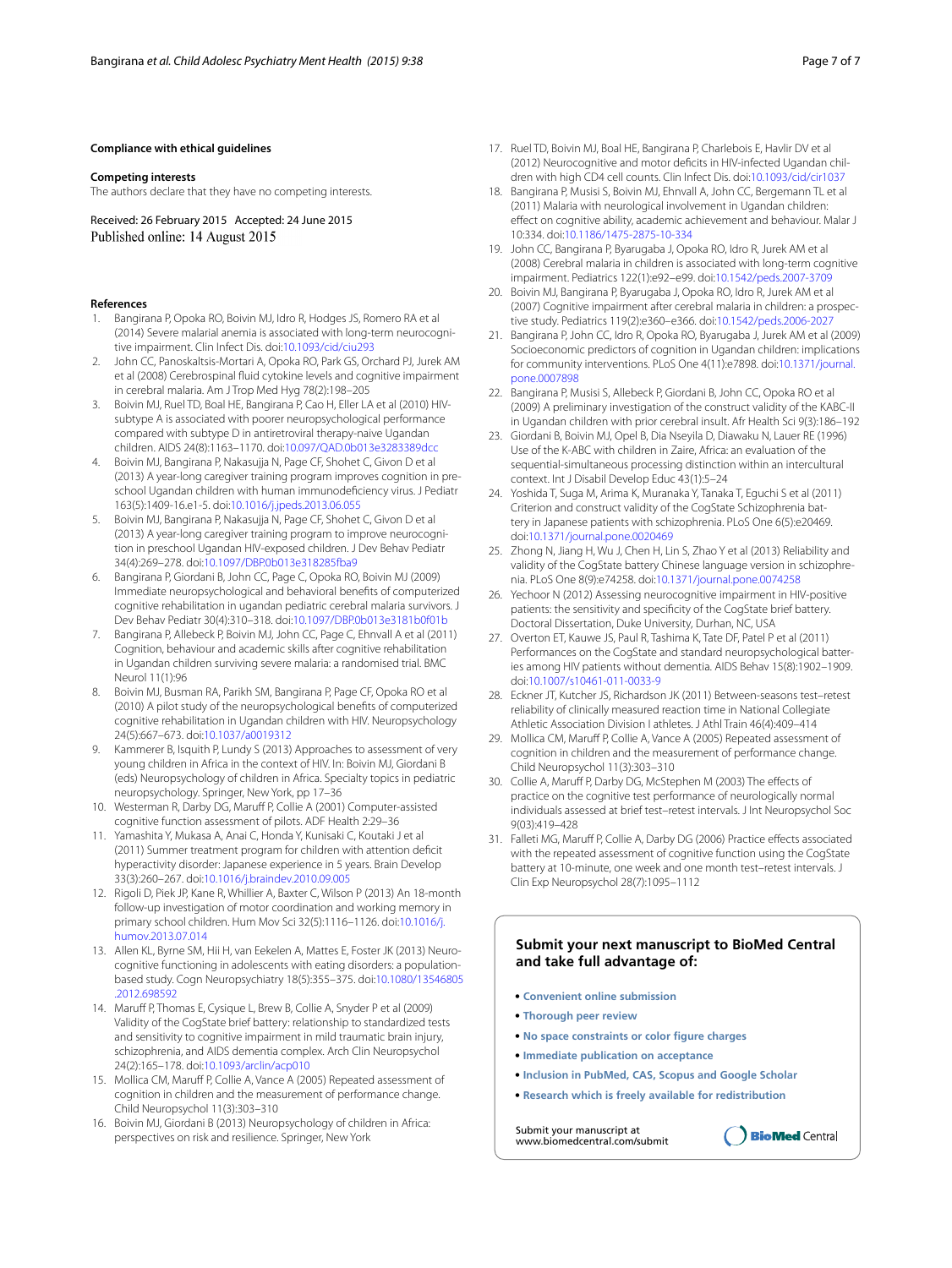### Compliance with ethical guidelines

**Competing interests**

The authors declare that they have no competing interests.

Received: 26 February 2015 Accepted: 24 June 2015
Published online: 14 August 2015

### References

1. Bangirana P, Opoka RO, Boivin MJ, Idro R, Hodges JS, Romero RA et al (2014) Severe malarial anemia is associated with long-term neurocognitive impairment. Clin Infect Dis. doi:10.1093/cid/ciu293
2. John CC, Panoskaltsis-Mortari A, Opoka RO, Park GS, Orchard PJ, Jurek AM et al (2008) Cerebrospinal fluid cytokine levels and cognitive impairment in cerebral malaria. Am J Trop Med Hyg 78(2):198–205
3. Boivin MJ, Ruel TD, Boal HE, Bangirana P, Cao H, Eller LA et al (2010) HIV-subtype A is associated with poorer neuropsychological performance compared with subtype D in antiretroviral therapy-naive Ugandan children. AIDS 24(8):1163–1170. doi:10.097/QAD.0b013e3283389dcc
4. Boivin MJ, Bangirana P, Nakasujja N, Page CF, Shohet C, Givon D et al (2013) A year-long caregiver training program improves cognition in preschool Ugandan children with human immunodeficiency virus. J Pediatr 163(5):1409-16.e1-5. doi:10.1016/j.jpeds.2013.06.055
5. Boivin MJ, Bangirana P, Nakasujja N, Page CF, Shohet C, Givon D et al (2013) A year-long caregiver training program to improve neurocognition in preschool Ugandan HIV-exposed children. J Dev Behav Pediatr 34(4):269–278. doi:10.1097/DBP.0b013e318285fba9
6. Bangirana P, Giordani B, John CC, Page C, Opoka RO, Boivin MJ (2009) Immediate neuropsychological and behavioral benefits of computerized cognitive rehabilitation in ugandan pediatric cerebral malaria survivors. J Dev Behav Pediatr 30(4):310–318. doi:10.1097/DBP.0b013e3181b0f01b
7. Bangirana P, Allebeck P, Boivin MJ, John CC, Page C, Ehnvall A et al (2011) Cognition, behaviour and academic skills after cognitive rehabilitation in Ugandan children surviving severe malaria: a randomised trial. BMC Neurol 11(1):96
8. Boivin MJ, Busman RA, Parikh SM, Bangirana P, Page CF, Opoka RO et al (2010) A pilot study of the neuropsychological benefits of computerized cognitive rehabilitation in Ugandan children with HIV. Neuropsychology 24(5):667–673. doi:10.1037/a0019312
9. Kammerer B, Isquith P, Lundy S (2013) Approaches to assessment of very young children in Africa in the context of HIV. In: Boivin MJ, Giordani B (eds) Neuropsychology of children in Africa. Specialty topics in pediatric neuropsychology. Springer, New York, pp 17–36
10. Westerman R, Darby DG, Maruff P, Collie A (2001) Computer-assisted cognitive function assessment of pilots. ADF Health 2:29–36
11. Yamashita Y, Mukasa A, Anai C, Honda Y, Kunisaki C, Koutaki J et al (2011) Summer treatment program for children with attention deficit hyperactivity disorder: Japanese experience in 5 years. Brain Develop 33(3):260–267. doi:10.1016/j.braindev.2010.09.005
12. Rigoli D, Piek JP, Kane R, Whillier A, Baxter C, Wilson P (2013) An 18-month follow-up investigation of motor coordination and working memory in primary school children. Hum Mov Sci 32(5):1116–1126. doi:10.1016/j.humov.2013.07.014
13. Allen KL, Byrne SM, Hii H, van Eekelen A, Mattes E, Foster JK (2013) Neurocognitive functioning in adolescents with eating disorders: a population-based study. Cogn Neuropsychiatry 18(5):355–375. doi:10.1080/13546805.2012.698592
14. Maruff P, Thomas E, Cysique L, Brew B, Collie A, Snyder P et al (2009) Validity of the CogState brief battery: relationship to standardized tests and sensitivity to cognitive impairment in mild traumatic brain injury, schizophrenia, and AIDS dementia complex. Arch Clin Neuropsychol 24(2):165–178. doi:10.1093/arclin/acp010
15. Mollica CM, Maruff P, Collie A, Vance A (2005) Repeated assessment of cognition in children and the measurement of performance change. Child Neuropsychol 11(3):303–310
16. Boivin MJ, Giordani B (2013) Neuropsychology of children in Africa: perspectives on risk and resilience. Springer, New York
17. Ruel TD, Boivin MJ, Boal HE, Bangirana P, Charlebois E, Havlir DV et al (2012) Neurocognitive and motor deficits in HIV-infected Ugandan children with high CD4 cell counts. Clin Infect Dis. doi:10.1093/cid/cir1037
18. Bangirana P, Musisi S, Boivin MJ, Ehnvall A, John CC, Bergemann TL et al (2011) Malaria with neurological involvement in Ugandan children: effect on cognitive ability, academic achievement and behaviour. Malar J 10:334. doi:10.1186/1475-2875-10-334
19. John CC, Bangirana P, Byarugaba J, Opoka RO, Idro R, Jurek AM et al (2008) Cerebral malaria in children is associated with long-term cognitive impairment. Pediatrics 122(1):e92–e99. doi:10.1542/peds.2007-3709
20. Boivin MJ, Bangirana P, Byarugaba J, Opoka RO, Idro R, Jurek AM et al (2007) Cognitive impairment after cerebral malaria in children: a prospective study. Pediatrics 119(2):e360–e366. doi:10.1542/peds.2006-2027
21. Bangirana P, John CC, Idro R, Opoka RO, Byarugaba J, Jurek AM et al (2009) Socioeconomic predictors of cognition in Ugandan children: implications for community interventions. PLoS One 4(11):e7898. doi:10.1371/journal.pone.0007898
22. Bangirana P, Musisi S, Allebeck P, Giordani B, John CC, Opoka RO et al (2009) A preliminary investigation of the construct validity of the KABC-II in Ugandan children with prior cerebral insult. Afr Health Sci 9(3):186–192
23. Giordani B, Boivin MJ, Opel B, Dia Nseyila D, Diawaku N, Lauer RE (1996) Use of the K-ABC with children in Zaire, Africa: an evaluation of the sequential-simultaneous processing distinction within an intercultural context. Int J Disabil Develop Educ 43(1):5–24
24. Yoshida T, Suga M, Arima K, Muranaka Y, Tanaka T, Eguchi S et al (2011) Criterion and construct validity of the CogState Schizophrenia battery in Japanese patients with schizophrenia. PLoS One 6(5):e20469. doi:10.1371/journal.pone.0020469
25. Zhong N, Jiang H, Wu J, Chen H, Lin S, Zhao Y et al (2013) Reliability and validity of the CogState battery Chinese language version in schizophrenia. PLoS One 8(9):e74258. doi:10.1371/journal.pone.0074258
26. Yechoor N (2012) Assessing neurocognitive impairment in HIV-positive patients: the sensitivity and specificity of the CogState brief battery. Doctoral Dissertation, Duke University, Durhan, NC, USA
27. Overton ET, Kauwe JS, Paul R, Tashima K, Tate DF, Patel P et al (2011) Performances on the CogState and standard neuropsychological batteries among HIV patients without dementia. AIDS Behav 15(8):1902–1909. doi:10.1007/s10461-011-0033-9
28. Eckner JT, Kutcher JS, Richardson JK (2011) Between-seasons test–retest reliability of clinically measured reaction time in National Collegiate Athletic Association Division I athletes. J Athl Train 46(4):409–414
29. Mollica CM, Maruff P, Collie A, Vance A (2005) Repeated assessment of cognition in children and the measurement of performance change. Child Neuropsychol 11(3):303–310
30. Collie A, Maruff P, Darby DG, McStephen M (2003) The effects of practice on the cognitive test performance of neurologically normal individuals assessed at brief test–retest intervals. J Int Neuropsychol Soc 9(03):419–428
31. Falleti MG, Maruff P, Collie A, Darby DG (2006) Practice effects associated with the repeated assessment of cognitive function using the CogState battery at 10-minute, one week and one month test–retest intervals. J Clin Exp Neuropsychol 28(7):1095–1112

**Submit your next manuscript to BioMed Central and take full advantage of:**

- Convenient online submission
- Thorough peer review
- No space constraints or color figure charges
- Immediate publication on acceptance
- Inclusion in PubMed, CAS, Scopus and Google Scholar
- Research which is freely available for redistribution

Submit your manuscript at
www.biomedcentral.com/submit

BioMed Central